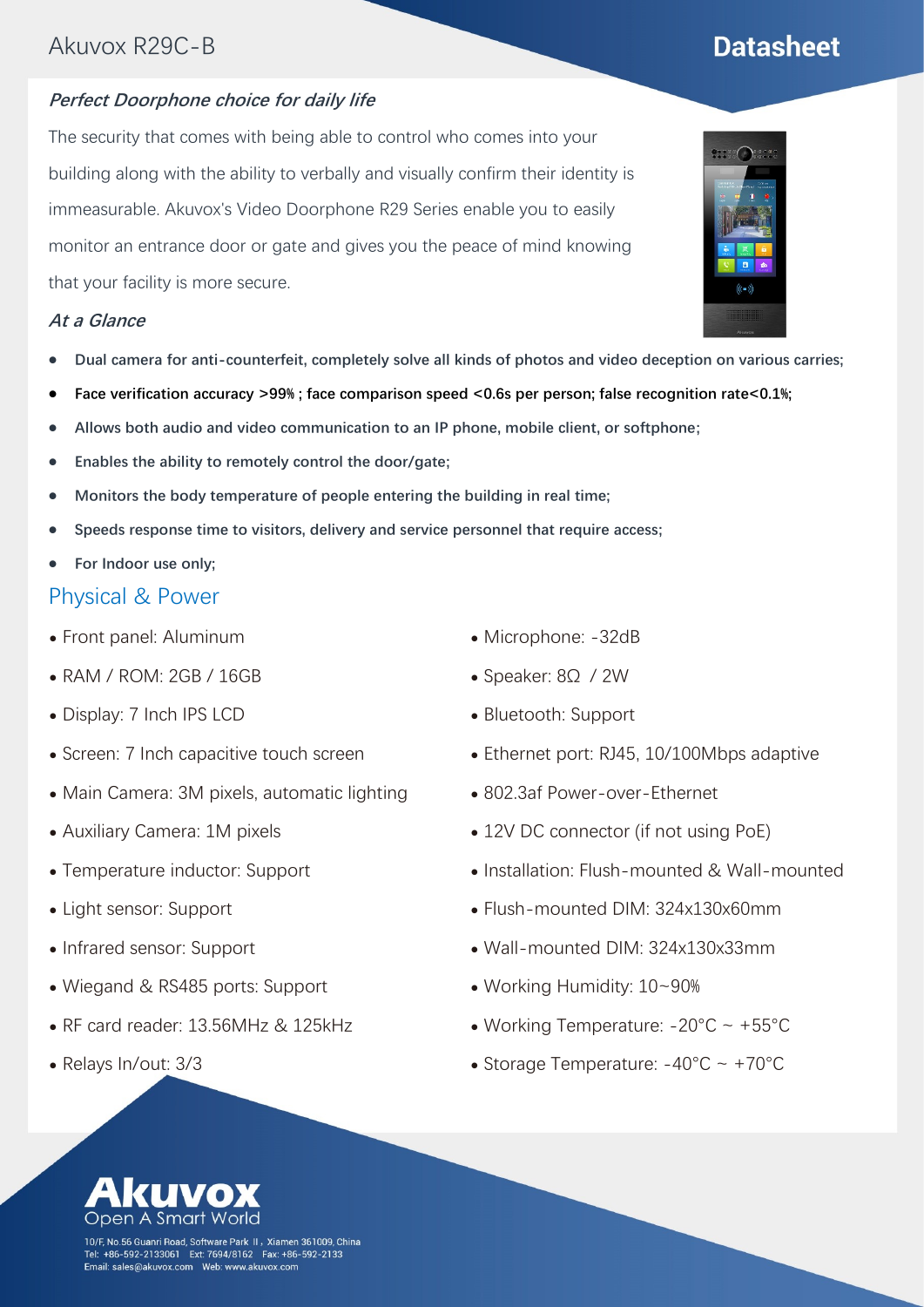# Akuvox R29C-B

## Datasheet

### *Perfect Doorphone choice for daily life*

The security that comes with being able to control who comes into your building along with the ability to verbally and visually confirm their identity is immeasurable. Akuvox's Video Doorphone R29 Series enable you to easily monitor an entrance door or gate and gives you the peace of mind knowing that your facility is more secure.

### *At a Glance*

- **Dual camera for anti-counterfeit, completely solve all kinds of photos and video deception on various carries;**
- **Face verification accuracy >99%; face comparison speed <0.6s per person; false recognition rate<0.1%;**
- **Allows both audio and video communication to an IP phone, mobile client, or softphone;**
- **Enables the ability to remotely control the door/gate;**
- **Monitors the body temperature of people entering the building in real time;**
- **Speeds response time to visitors, delivery and service personnel that require access;**
- **For Indoor use only;**

## Physical & Power

- Front panel: Aluminum
- RAM / ROM: 2GB / 16GB
- Display: 7 Inch IPS LCD
- Screen: 7 Inch capacitive touch screen
- Main Camera: 3M pixels, automatic lighting
- Auxiliary Camera: 1M pixels
- Temperature inductor: Support
- Light sensor: Support
- Infrared sensor: Support
- Wiegand & RS485 ports: Support
- RF card reader: 13.56MHz & 125kHz
- Relays In/out: 3/3
- Microphone: -32dB
- Speaker: 8Ω / 2W
- Bluetooth: Support
- Ethernet port: RJ45, 10/100Mbps adaptive
- 802.3af Power-over-Ethernet
- 12V DC connector (if not using PoE)
- Installation: Flush-mounted & Wall-mounted
- Flush-mounted DIM: 324x130x60mm
- Wall-mounted DIM: 324x130x33mm
- Working Humidity: 10~90%
- Working Temperature: -20°C ~ +55°C
- Storage Temperature: -40°C ~ +70°C

**Akuvox**
Open A Smart World

10/F, No.56 Guanri Road, Software Park II, Xiamen 361009, China
Tel: +86-592-2133061 Ext: 7694/8162 Fax: +86-592-2133
Email: sales@akuvox.com Web: www.akuvox.com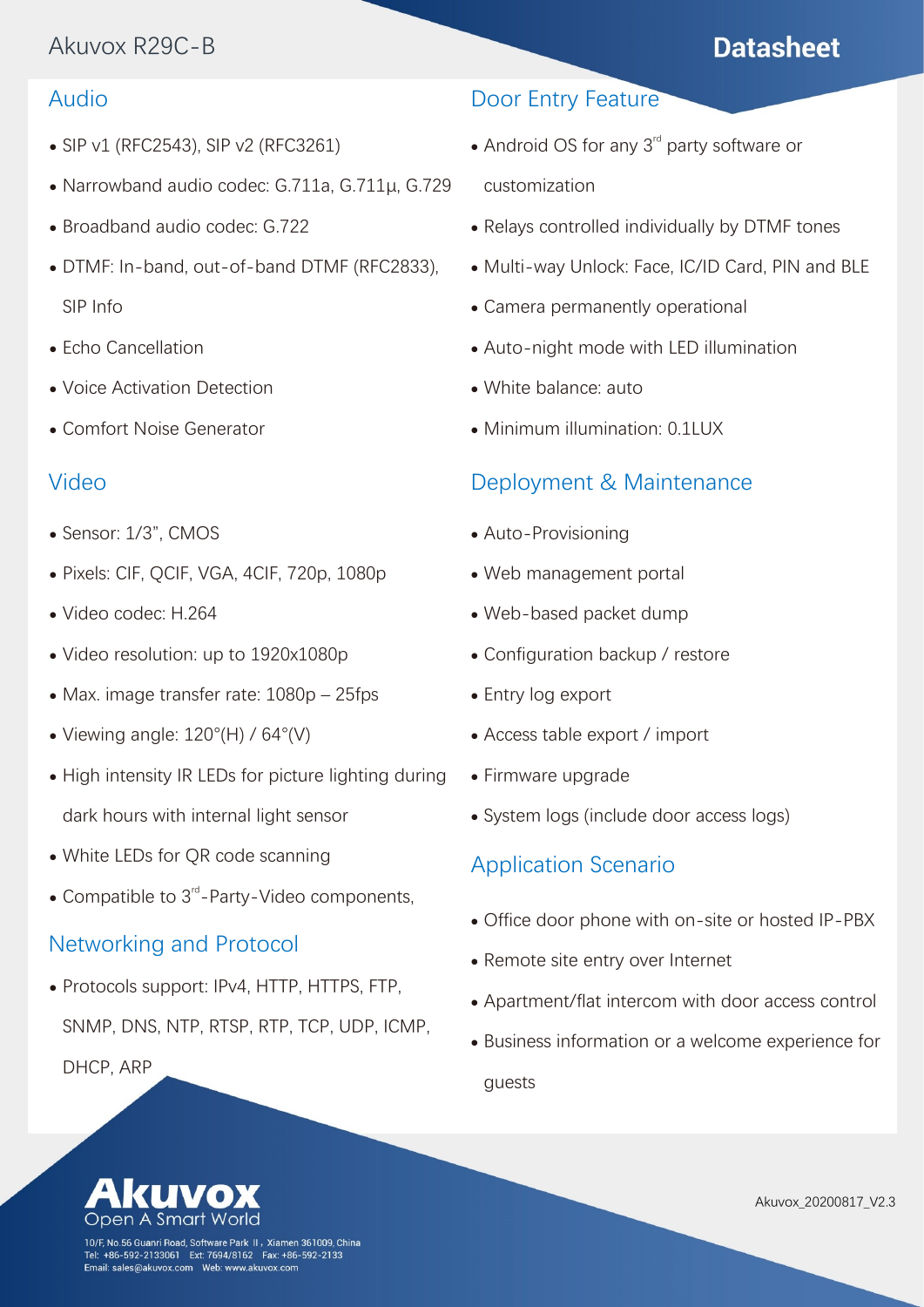## Audio

- SIP v1 (RFC2543), SIP v2 (RFC3261)
- Narrowband audio codec: G.711a, G.711µ, G.729
- Broadband audio codec: G.722
- DTMF: In-band, out-of-band DTMF (RFC2833), SIP Info
- Echo Cancellation
- Voice Activation Detection
- Comfort Noise Generator

## Video

- Sensor: 1/3", CMOS
- Pixels: CIF, QCIF, VGA, 4CIF, 720p, 1080p
- Video codec: H.264
- Video resolution: up to 1920x1080p
- Max. image transfer rate: 1080p – 25fps
- Viewing angle: 120°(H) / 64°(V)
- High intensity IR LEDs for picture lighting during dark hours with internal light sensor
- White LEDs for QR code scanning
- Compatible to 3rd-Party-Video components,

## Networking and Protocol

- Protocols support: IPv4, HTTP, HTTPS, FTP, SNMP, DNS, NTP, RTSP, RTP, TCP, UDP, ICMP, DHCP, ARP

## Door Entry Feature

- Android OS for any 3rd party software or customization
- Relays controlled individually by DTMF tones
- Multi-way Unlock: Face, IC/ID Card, PIN and BLE
- Camera permanently operational
- Auto-night mode with LED illumination
- White balance: auto
- Minimum illumination: 0.1LUX

## Deployment & Maintenance

- Auto-Provisioning
- Web management portal
- Web-based packet dump
- Configuration backup / restore
- Entry log export
- Access table export / import
- Firmware upgrade
- System logs (include door access logs)

## Application Scenario

- Office door phone with on-site or hosted IP-PBX
- Remote site entry over Internet
- Apartment/flat intercom with door access control
- Business information or a welcome experience for guests

Akuvox
Open A Smart World

10/F, No.56 Guanri Road, Software Park II, Xiamen 361009, China
Tel: +86-592-2133061 Ext: 7694/8162 Fax: +86-592-2133
Email: sales@akuvox.com Web: www.akuvox.com

Akuvox_20200817_V2.3